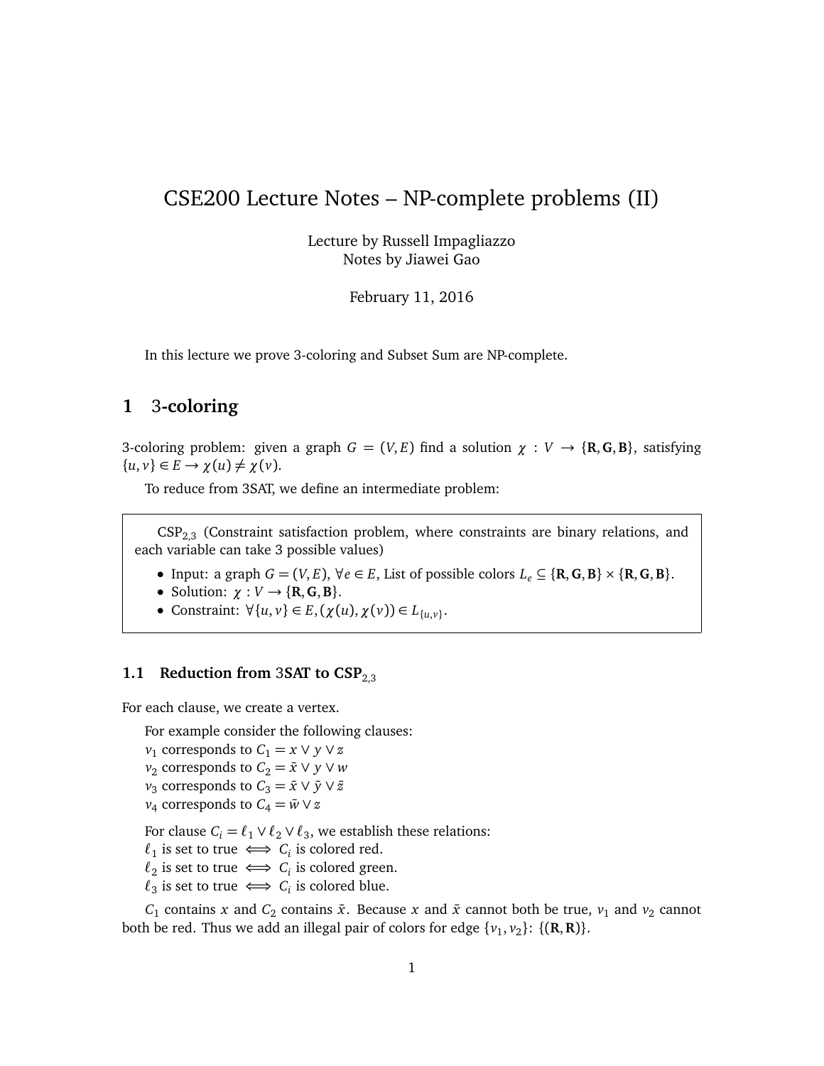# CSE200 Lecture Notes – NP-complete problems (II)

Lecture by Russell Impagliazzo
Notes by Jiawei Gao

February 11, 2016

In this lecture we prove 3-coloring and Subset Sum are NP-complete.

## 1 3-coloring

3-coloring problem: given a graph $G = (V, E)$ find a solution $\chi : V \to \{\mathbf{R}, \mathbf{G}, \mathbf{B}\}$, satisfying $\{u, v\} \in E \to \chi(u) \neq \chi(v)$.

To reduce from 3SAT, we define an intermediate problem:

> $\text{CSP}_{2,3}$ (Constraint satisfaction problem, where constraints are binary relations, and each variable can take 3 possible values)
>
> - Input: a graph $G = (V, E)$, $\forall e \in E$, List of possible colors $L_e \subseteq \{\mathbf{R}, \mathbf{G}, \mathbf{B}\} \times \{\mathbf{R}, \mathbf{G}, \mathbf{B}\}$.
> - Solution: $\chi : V \to \{\mathbf{R}, \mathbf{G}, \mathbf{B}\}$.
> - Constraint: $\forall \{u, v\} \in E, (\chi(u), \chi(v)) \in L_{\{u,v\}}$.

### 1.1 Reduction from 3SAT to $\text{CSP}_{2,3}$

For each clause, we create a vertex.

For example consider the following clauses:
$v_1$ corresponds to $C_1 = x \vee y \vee z$
$v_2$ corresponds to $C_2 = \bar{x} \vee y \vee w$
$v_3$ corresponds to $C_3 = \bar{x} \vee \bar{y} \vee \bar{z}$
$v_4$ corresponds to $C_4 = \bar{w} \vee z$

For clause $C_i = \ell_1 \vee \ell_2 \vee \ell_3$, we establish these relations:
$\ell_1$ is set to true $\iff$ $C_i$ is colored red.
$\ell_2$ is set to true $\iff$ $C_i$ is colored green.
$\ell_3$ is set to true $\iff$ $C_i$ is colored blue.

$C_1$ contains $x$ and $C_2$ contains $\bar{x}$. Because $x$ and $\bar{x}$ cannot both be true, $v_1$ and $v_2$ cannot both be red. Thus we add an illegal pair of colors for edge $\{v_1, v_2\}$: $\{(\mathbf{R}, \mathbf{R})\}$.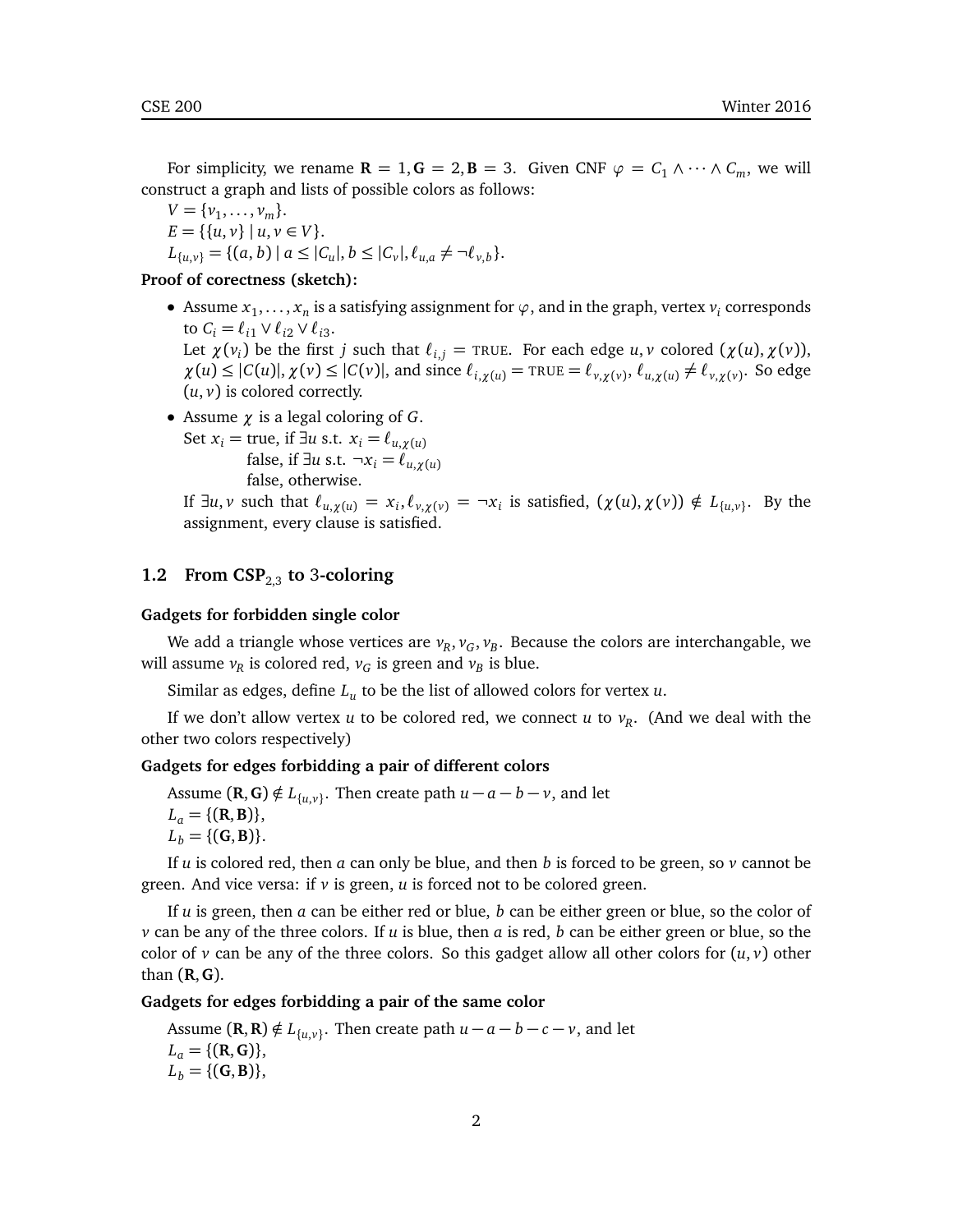For simplicity, we rename $\mathbf{R} = 1, \mathbf{G} = 2, \mathbf{B} = 3$. Given CNF $\varphi = C_1 \wedge \cdots \wedge C_m$, we will construct a graph and lists of possible colors as follows:

$V = \{v_1, \ldots, v_m\}$.

$E = \{\{u, v\} \mid u, v \in V\}$.

$L_{\{u,v\}} = \{(a, b) \mid a \leq |C_u|, b \leq |C_v|, \ell_{u,a} \neq \neg \ell_{v,b}\}$.

**Proof of corectness (sketch):**

- Assume $x_1, \ldots, x_n$ is a satisfying assignment for $\varphi$, and in the graph, vertex $v_i$ corresponds to $C_i = \ell_{i1} \vee \ell_{i2} \vee \ell_{i3}$.
  Let $\chi(v_i)$ be the first $j$ such that $\ell_{i,j} = \text{TRUE}$. For each edge $u, v$ colored $(\chi(u), \chi(v))$, $\chi(u) \leq |C(u)|$, $\chi(v) \leq |C(v)|$, and since $\ell_{i,\chi(u)} = \text{TRUE} = \ell_{v,\chi(v)}$, $\ell_{u,\chi(u)} \neq \ell_{v,\chi(v)}$. So edge $(u, v)$ is colored correctly.
- Assume $\chi$ is a legal coloring of $G$.
  Set $x_i =$ true, if $\exists u$ s.t. $x_i = \ell_{u,\chi(u)}$
  false, if $\exists u$ s.t. $\neg x_i = \ell_{u,\chi(u)}$
  false, otherwise.
  If $\exists u, v$ such that $\ell_{u,\chi(u)} = x_i, \ell_{v,\chi(v)} = \neg x_i$ is satisfied, $(\chi(u), \chi(v)) \notin L_{\{u,v\}}$. By the assignment, every clause is satisfied.

### 1.2 From $\text{CSP}_{2,3}$ to 3-coloring

**Gadgets for forbidden single color**

We add a triangle whose vertices are $v_R, v_G, v_B$. Because the colors are interchangable, we will assume $v_R$ is colored red, $v_G$ is green and $v_B$ is blue.

Similar as edges, define $L_u$ to be the list of allowed colors for vertex $u$.

If we don't allow vertex $u$ to be colored red, we connect $u$ to $v_R$. (And we deal with the other two colors respectively)

**Gadgets for edges forbidding a pair of different colors**

Assume $(\mathbf{R}, \mathbf{G}) \notin L_{\{u,v\}}$. Then create path $u - a - b - v$, and let

$L_a = \{(\mathbf{R}, \mathbf{B})\}$,

$L_b = \{(\mathbf{G}, \mathbf{B})\}$.

If $u$ is colored red, then $a$ can only be blue, and then $b$ is forced to be green, so $v$ cannot be green. And vice versa: if $v$ is green, $u$ is forced not to be colored green.

If $u$ is green, then $a$ can be either red or blue, $b$ can be either green or blue, so the color of $v$ can be any of the three colors. If $u$ is blue, then $a$ is red, $b$ can be either green or blue, so the color of $v$ can be any of the three colors. So this gadget allow all other colors for $(u, v)$ other than $(\mathbf{R}, \mathbf{G})$.

**Gadgets for edges forbidding a pair of the same color**

Assume $(\mathbf{R}, \mathbf{R}) \notin L_{\{u,v\}}$. Then create path $u - a - b - c - v$, and let

$L_a = \{(\mathbf{R}, \mathbf{G})\}$,

$L_b = \{(\mathbf{G}, \mathbf{B})\}$,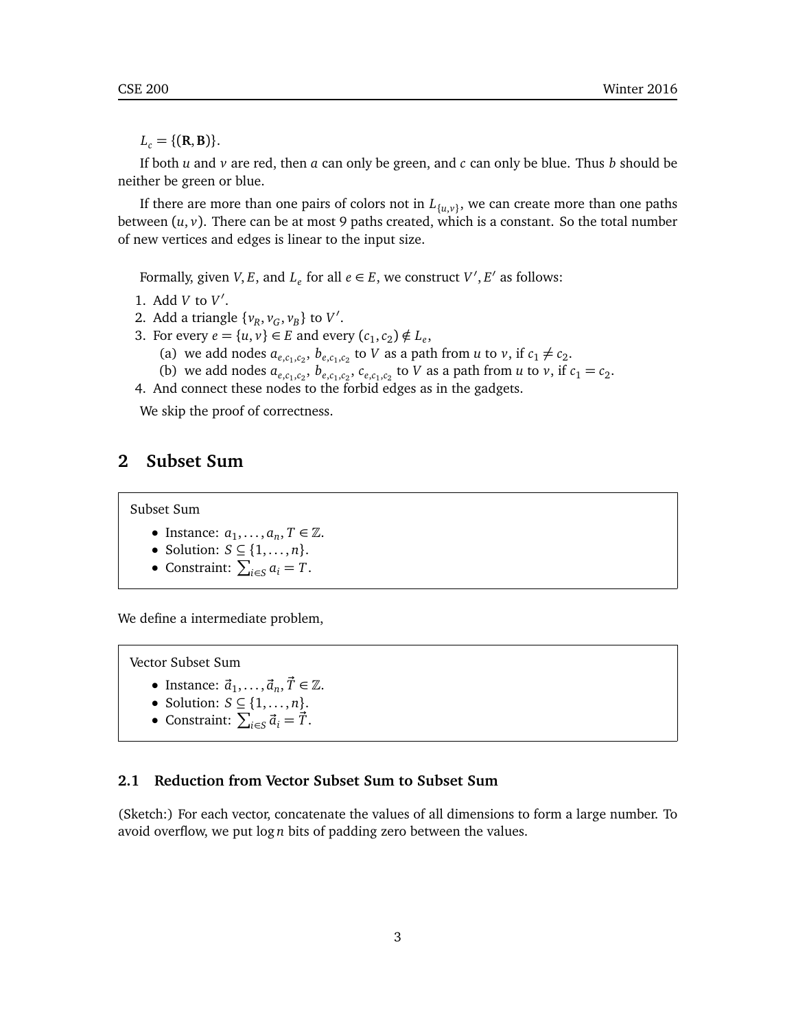$L_c = \{(\mathbf{R}, \mathbf{B})\}$.

If both $u$ and $v$ are red, then $a$ can only be green, and $c$ can only be blue. Thus $b$ should be neither be green or blue.

If there are more than one pairs of colors not in $L_{\{u,v\}}$, we can create more than one paths between $(u, v)$. There can be at most 9 paths created, which is a constant. So the total number of new vertices and edges is linear to the input size.

Formally, given $V, E$, and $L_e$ for all $e \in E$, we construct $V', E'$ as follows:

1. Add $V$ to $V'$.
2. Add a triangle $\{v_R, v_G, v_B\}$ to $V'$.
3. For every $e = \{u, v\} \in E$ and every $(c_1, c_2) \notin L_e$,
   (a) we add nodes $a_{e,c_1,c_2}$, $b_{e,c_1,c_2}$ to $V$ as a path from $u$ to $v$, if $c_1 \neq c_2$.
   (b) we add nodes $a_{e,c_1,c_2}$, $b_{e,c_1,c_2}$, $c_{e,c_1,c_2}$ to $V$ as a path from $u$ to $v$, if $c_1 = c_2$.
4. And connect these nodes to the forbid edges as in the gadgets.

We skip the proof of correctness.

## 2 Subset Sum

Subset Sum

- Instance: $a_1, \ldots, a_n, T \in \mathbb{Z}$.
- Solution: $S \subseteq \{1, \ldots, n\}$.
- Constraint: $\sum_{i \in S} a_i = T$.

We define a intermediate problem,

Vector Subset Sum

- Instance: $\vec{a}_1, \ldots, \vec{a}_n, \vec{T} \in \mathbb{Z}$.
- Solution: $S \subseteq \{1, \ldots, n\}$.
- Constraint: $\sum_{i \in S} \vec{a}_i = \vec{T}$.

### 2.1 Reduction from Vector Subset Sum to Subset Sum

(Sketch:) For each vector, concatenate the values of all dimensions to form a large number. To avoid overflow, we put $\log n$ bits of padding zero between the values.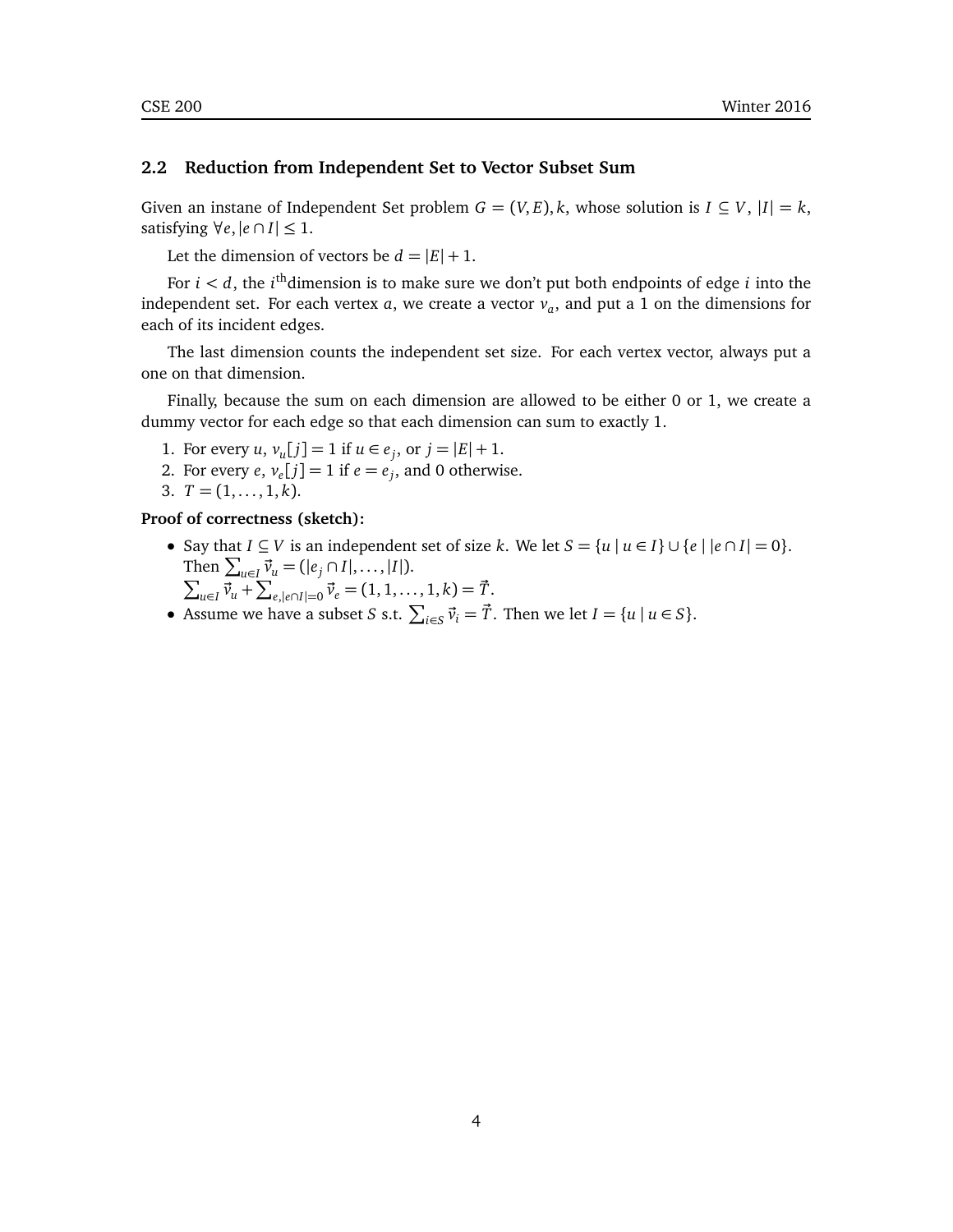### 2.2 Reduction from Independent Set to Vector Subset Sum

Given an instane of Independent Set problem $G = (V, E), k$, whose solution is $I \subseteq V$, $|I| = k$, satisfying $\forall e, |e \cap I| \leq 1$.

Let the dimension of vectors be $d = |E| + 1$.

For $i < d$, the $i^{\text{th}}$dimension is to make sure we don't put both endpoints of edge $i$ into the independent set. For each vertex $a$, we create a vector $v_a$, and put a 1 on the dimensions for each of its incident edges.

The last dimension counts the independent set size. For each vertex vector, always put a one on that dimension.

Finally, because the sum on each dimension are allowed to be either 0 or 1, we create a dummy vector for each edge so that each dimension can sum to exactly 1.

1. For every $u$, $v_u[j] = 1$ if $u \in e_j$, or $j = |E| + 1$.
2. For every $e$, $v_e[j] = 1$ if $e = e_j$, and 0 otherwise.
3. $T = (1, \ldots, 1, k)$.

**Proof of correctness (sketch):**

- Say that $I \subseteq V$ is an independent set of size $k$. We let $S = \{u \mid u \in I\} \cup \{e \mid |e \cap I| = 0\}$. Then $\sum_{u \in I} \vec{v}_u = (|e_j \cap I|, \ldots, |I|)$.
  $\sum_{u \in I} \vec{v}_u + \sum_{e, |e \cap I| = 0} \vec{v}_e = (1, 1, \ldots, 1, k) = \vec{T}$.
- Assume we have a subset $S$ s.t. $\sum_{i \in S} \vec{v}_i = \vec{T}$. Then we let $I = \{u \mid u \in S\}$.